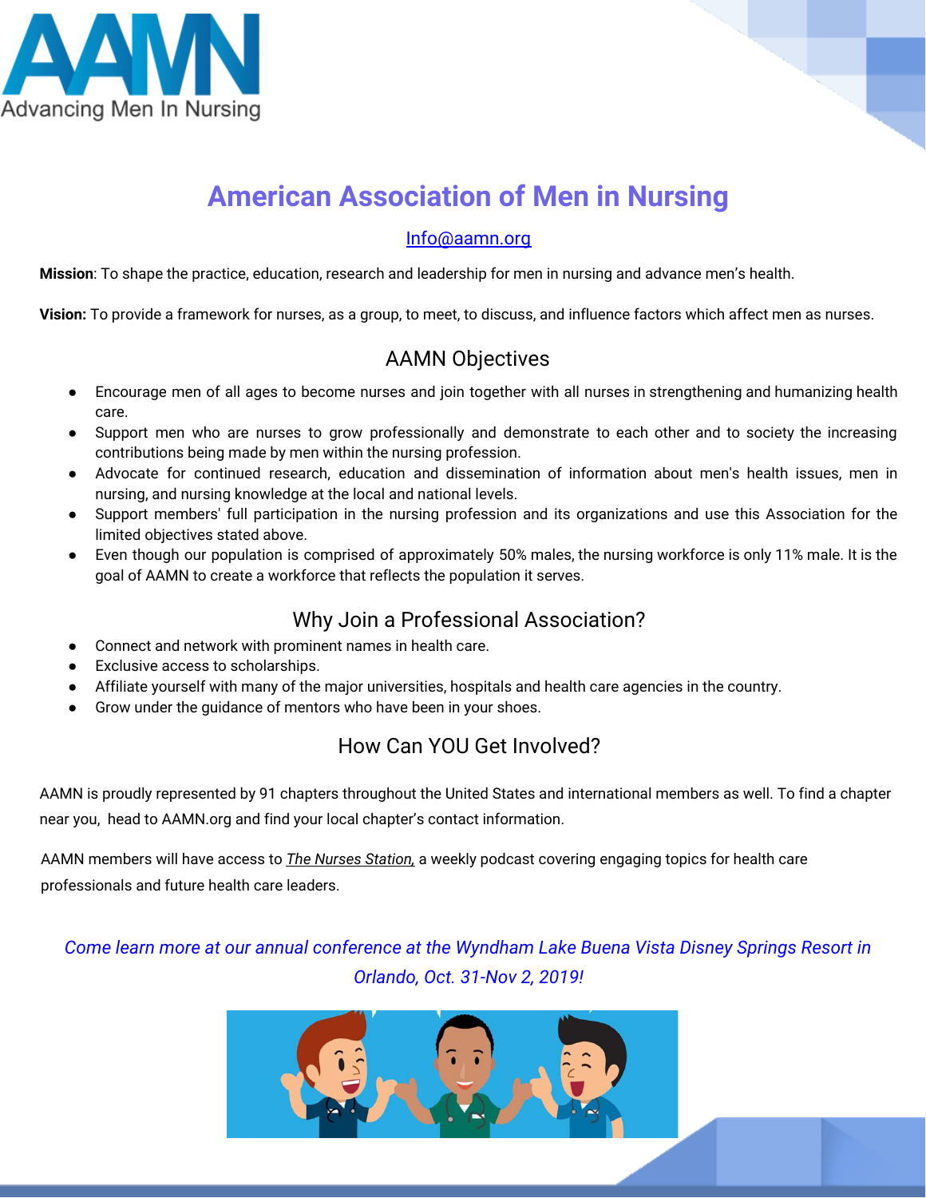AAMN
Advancing Men In Nursing

# American Association of Men in Nursing

Info@aamn.org

**Mission**: To shape the practice, education, research and leadership for men in nursing and advance men's health.

**Vision:** To provide a framework for nurses, as a group, to meet, to discuss, and influence factors which affect men as nurses.

## AAMN Objectives

- Encourage men of all ages to become nurses and join together with all nurses in strengthening and humanizing health care.
- Support men who are nurses to grow professionally and demonstrate to each other and to society the increasing contributions being made by men within the nursing profession.
- Advocate for continued research, education and dissemination of information about men's health issues, men in nursing, and nursing knowledge at the local and national levels.
- Support members' full participation in the nursing profession and its organizations and use this Association for the limited objectives stated above.
- Even though our population is comprised of approximately 50% males, the nursing workforce is only 11% male. It is the goal of AAMN to create a workforce that reflects the population it serves.

## Why Join a Professional Association?

- Connect and network with prominent names in health care.
- Exclusive access to scholarships.
- Affiliate yourself with many of the major universities, hospitals and health care agencies in the country.
- Grow under the guidance of mentors who have been in your shoes.

## How Can YOU Get Involved?

AAMN is proudly represented by 91 chapters throughout the United States and international members as well. To find a chapter near you, head to AAMN.org and find your local chapter's contact information.

AAMN members will have access to *The Nurses Station,* a weekly podcast covering engaging topics for health care professionals and future health care leaders.

*Come learn more at our annual conference at the Wyndham Lake Buena Vista Disney Springs Resort in Orlando, Oct. 31-Nov 2, 2019!*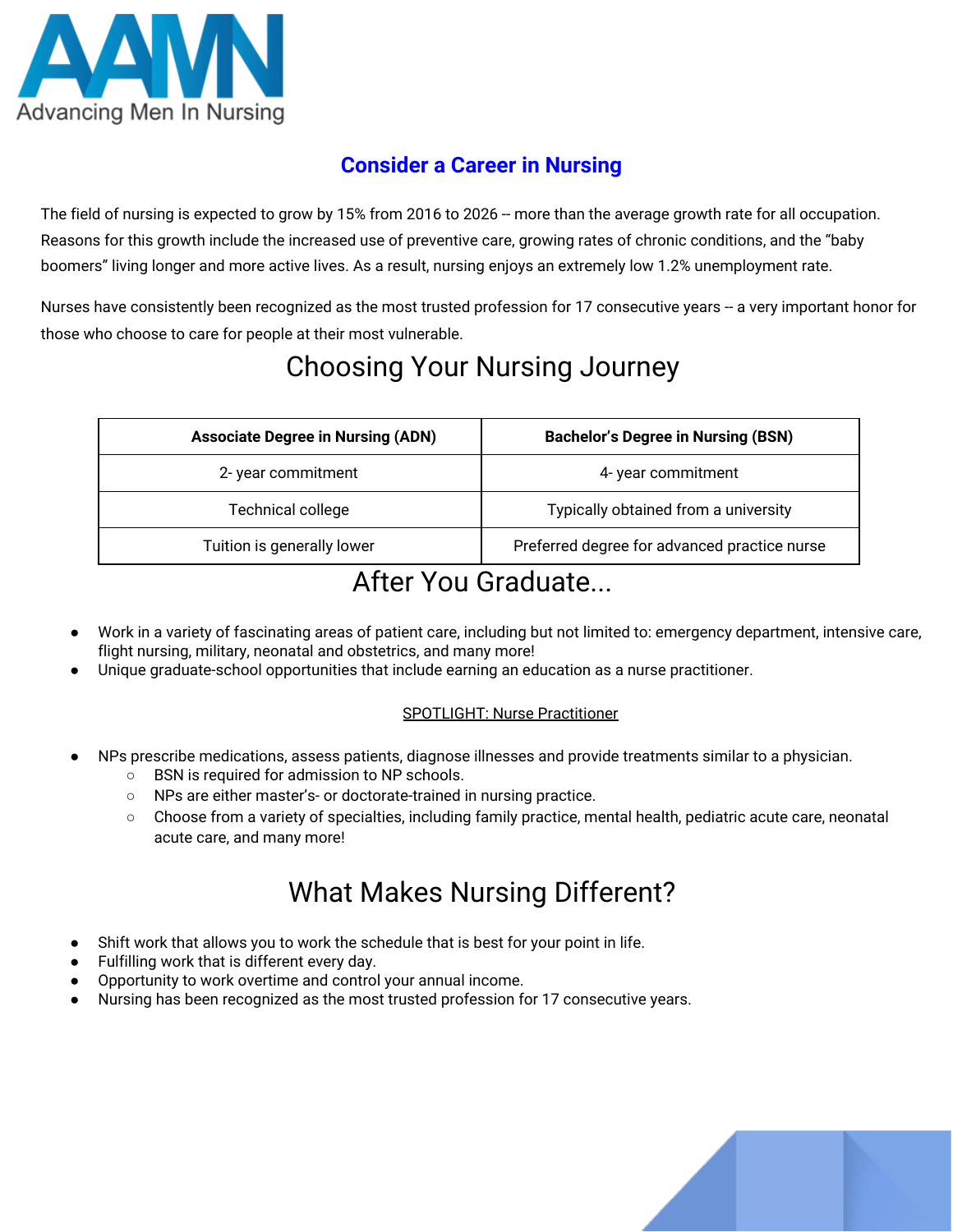Advancing Men In Nursing

## Consider a Career in Nursing

The field of nursing is expected to grow by 15% from 2016 to 2026 -- more than the average growth rate for all occupation. Reasons for this growth include the increased use of preventive care, growing rates of chronic conditions, and the "baby boomers" living longer and more active lives. As a result, nursing enjoys an extremely low 1.2% unemployment rate.

Nurses have consistently been recognized as the most trusted profession for 17 consecutive years -- a very important honor for those who choose to care for people at their most vulnerable.

# Choosing Your Nursing Journey

| Associate Degree in Nursing (ADN) | Bachelor's Degree in Nursing (BSN) |
|---|---|
| 2- year commitment | 4- year commitment |
| Technical college | Typically obtained from a university |
| Tuition is generally lower | Preferred degree for advanced practice nurse |

# After You Graduate...

- Work in a variety of fascinating areas of patient care, including but not limited to: emergency department, intensive care, flight nursing, military, neonatal and obstetrics, and many more!
- Unique graduate-school opportunities that include earning an education as a nurse practitioner.

SPOTLIGHT: Nurse Practitioner

- NPs prescribe medications, assess patients, diagnose illnesses and provide treatments similar to a physician.
  - BSN is required for admission to NP schools.
  - NPs are either master's- or doctorate-trained in nursing practice.
  - Choose from a variety of specialties, including family practice, mental health, pediatric acute care, neonatal acute care, and many more!

# What Makes Nursing Different?

- Shift work that allows you to work the schedule that is best for your point in life.
- Fulfilling work that is different every day.
- Opportunity to work overtime and control your annual income.
- Nursing has been recognized as the most trusted profession for 17 consecutive years.